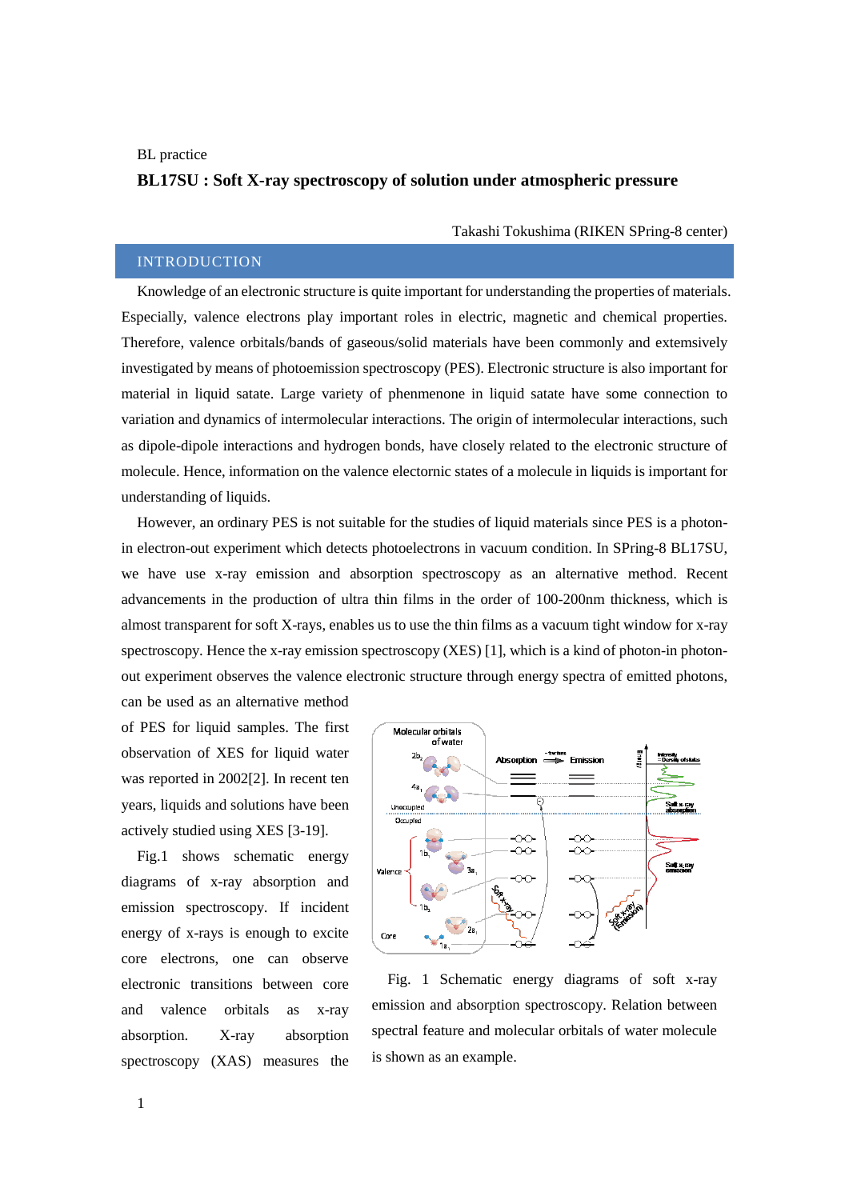BL practice

# BL17SU : Soft X-ray spectroscopy of solution under atmospheric pressure

Takashi Tokushima (RIKEN SPring-8 center)

## INTRODUCTION

Knowledge of an electronic structure is quite important for understanding the properties of materials. Especially, valence electrons play important roles in electric, magnetic and chemical properties. Therefore, valence orbitals/bands of gaseous/solid materials have been commonly and extemsively investigated by means of photoemission spectroscopy (PES). Electronic structure is also important for material in liquid satate. Large variety of phenmenone in liquid satate have some connection to variation and dynamics of intermolecular interactions. The origin of intermolecular interactions, such as dipole-dipole interactions and hydrogen bonds, have closely related to the electronic structure of molecule. Hence, information on the valence electornic states of a molecule in liquids is important for understanding of liquids.

However, an ordinary PES is not suitable for the studies of liquid materials since PES is a photon-in electron-out experiment which detects photoelectrons in vacuum condition. In SPring-8 BL17SU, we have use x-ray emission and absorption spectroscopy as an alternative method. Recent advancements in the production of ultra thin films in the order of 100-200nm thickness, which is almost transparent for soft X-rays, enables us to use the thin films as a vacuum tight window for x-ray spectroscopy. Hence the x-ray emission spectroscopy (XES) [1], which is a kind of photon-in photon-out experiment observes the valence electronic structure through energy spectra of emitted photons, can be used as an alternative method of PES for liquid samples. The first observation of XES for liquid water was reported in 2002[2]. In recent ten years, liquids and solutions have been actively studied using XES [3-19].

Fig.1 shows schematic energy diagrams of x-ray absorption and emission spectroscopy. If incident energy of x-rays is enough to excite core electrons, one can observe electronic transitions between core and valence orbitals as x-ray absorption. X-ray absorption spectroscopy (XAS) measures the

Fig. 1 Schematic energy diagrams of soft x-ray emission and absorption spectroscopy. Relation between spectral feature and molecular orbitals of water molecule is shown as an example.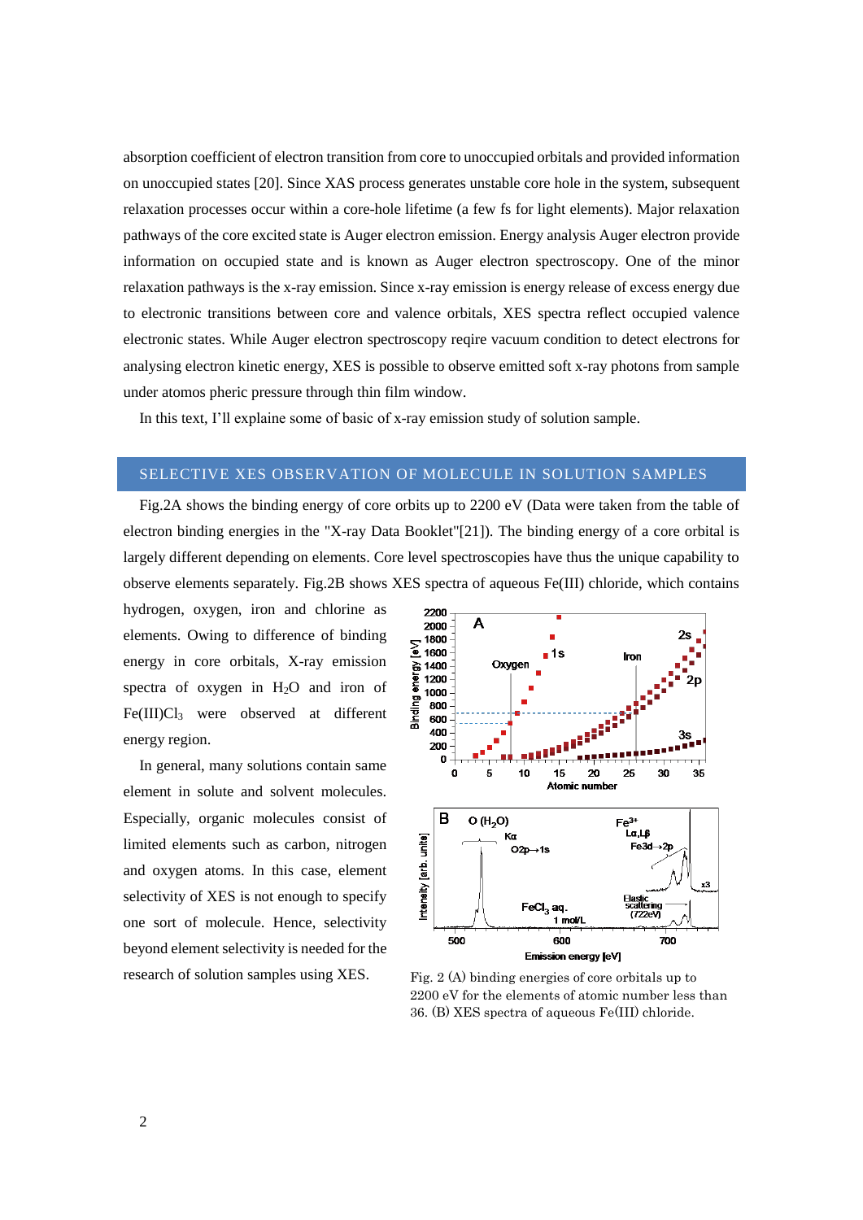absorption coefficient of electron transition from core to unoccupied orbitals and provided information on unoccupied states [20]. Since XAS process generates unstable core hole in the system, subsequent relaxation processes occur within a core-hole lifetime (a few fs for light elements). Major relaxation pathways of the core excited state is Auger electron emission. Energy analysis Auger electron provide information on occupied state and is known as Auger electron spectroscopy. One of the minor relaxation pathways is the x-ray emission. Since x-ray emission is energy release of excess energy due to electronic transitions between core and valence orbitals, XES spectra reflect occupied valence electronic states. While Auger electron spectroscopy reqire vacuum condition to detect electrons for analysing electron kinetic energy, XES is possible to observe emitted soft x-ray photons from sample under atomos pheric pressure through thin film window.

In this text, I'll explaine some of basic of x-ray emission study of solution sample.

## SELECTIVE XES OBSERVATION OF MOLECULE IN SOLUTION SAMPLES

Fig.2A shows the binding energy of core orbits up to 2200 eV (Data were taken from the table of electron binding energies in the "X-ray Data Booklet"[21]). The binding energy of a core orbital is largely different depending on elements. Core level spectroscopies have thus the unique capability to observe elements separately. Fig.2B shows XES spectra of aqueous Fe(III) chloride, which contains hydrogen, oxygen, iron and chlorine as elements. Owing to difference of binding energy in core orbitals, X-ray emission spectra of oxygen in $H_2O$ and iron of Fe(III)$Cl_3$ were observed at different energy region.

In general, many solutions contain same element in solute and solvent molecules. Especially, organic molecules consist of limited elements such as carbon, nitrogen and oxygen atoms. In this case, element selectivity of XES is not enough to specify one sort of molecule. Hence, selectivity beyond element selectivity is needed for the research of solution samples using XES.

Fig. 2 (A) binding energies of core orbitals up to 2200 eV for the elements of atomic number less than 36. (B) XES spectra of aqueous Fe(III) chloride.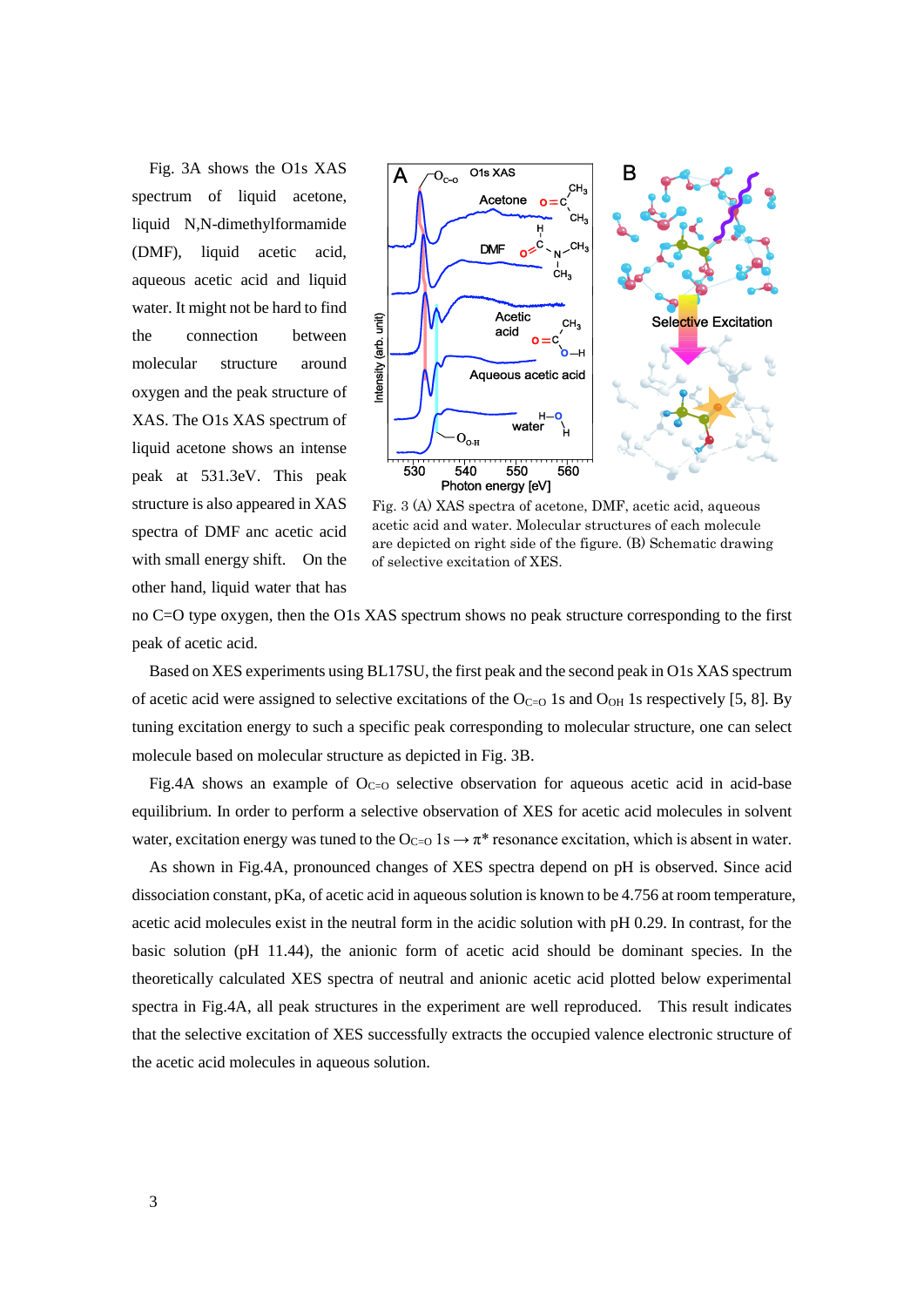Fig. 3A shows the O1s XAS spectrum of liquid acetone, liquid N,N-dimethylformamide (DMF), liquid acetic acid, aqueous acetic acid and liquid water. It might not be hard to find the connection between molecular structure around oxygen and the peak structure of XAS. The O1s XAS spectrum of liquid acetone shows an intense peak at 531.3eV. This peak structure is also appeared in XAS spectra of DMF anc acetic acid with small energy shift. On the other hand, liquid water that has no C=O type oxygen, then the O1s XAS spectrum shows no peak structure corresponding to the first peak of acetic acid.

Fig. 3 (A) XAS spectra of acetone, DMF, acetic acid, aqueous acetic acid and water. Molecular structures of each molecule are depicted on right side of the figure. (B) Schematic drawing of selective excitation of XES.

Based on XES experiments using BL17SU, the first peak and the second peak in O1s XAS spectrum of acetic acid were assigned to selective excitations of the $O_{C=O}$ 1s and $O_{OH}$ 1s respectively [5, 8]. By tuning excitation energy to such a specific peak corresponding to molecular structure, one can select molecule based on molecular structure as depicted in Fig. 3B.

Fig.4A shows an example of $O_{C=O}$ selective observation for aqueous acetic acid in acid-base equilibrium. In order to perform a selective observation of XES for acetic acid molecules in solvent water, excitation energy was tuned to the $O_{C=O}$ 1s $\rightarrow$ $\pi$* resonance excitation, which is absent in water.

As shown in Fig.4A, pronounced changes of XES spectra depend on pH is observed. Since acid dissociation constant, pKa, of acetic acid in aqueous solution is known to be 4.756 at room temperature, acetic acid molecules exist in the neutral form in the acidic solution with pH 0.29. In contrast, for the basic solution (pH 11.44), the anionic form of acetic acid should be dominant species. In the theoretically calculated XES spectra of neutral and anionic acetic acid plotted below experimental spectra in Fig.4A, all peak structures in the experiment are well reproduced. This result indicates that the selective excitation of XES successfully extracts the occupied valence electronic structure of the acetic acid molecules in aqueous solution.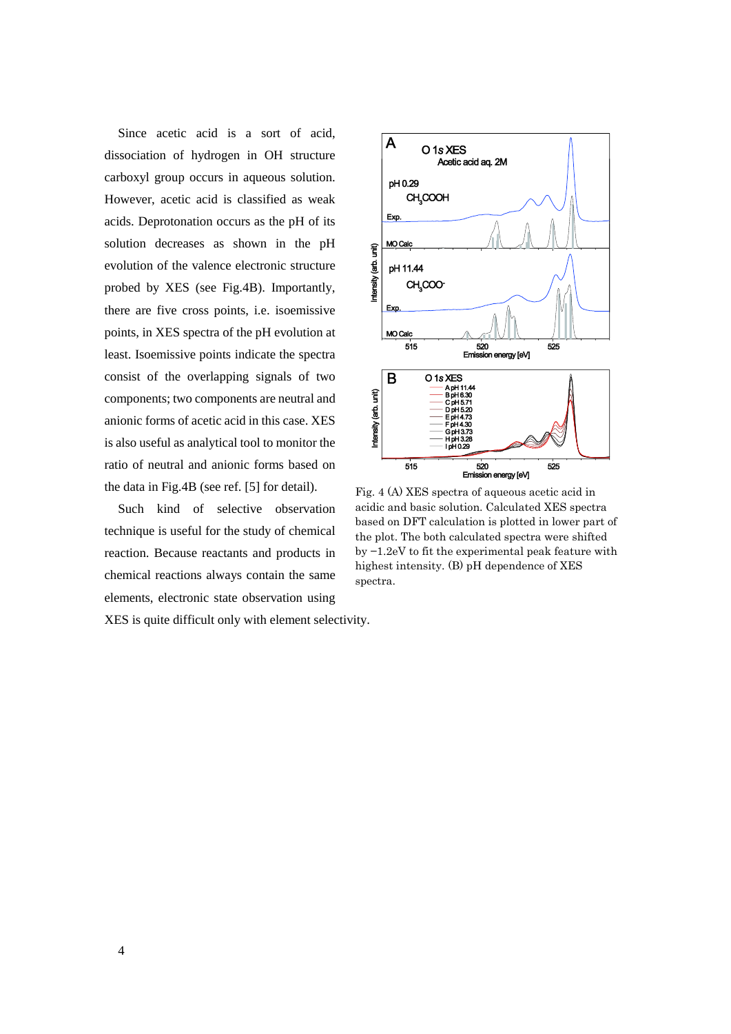Since acetic acid is a sort of acid, dissociation of hydrogen in OH structure carboxyl group occurs in aqueous solution. However, acetic acid is classified as weak acids. Deprotonation occurs as the pH of its solution decreases as shown in the pH evolution of the valence electronic structure probed by XES (see Fig.4B). Importantly, there are five cross points, i.e. isoemissive points, in XES spectra of the pH evolution at least. Isoemissive points indicate the spectra consist of the overlapping signals of two components; two components are neutral and anionic forms of acetic acid in this case. XES is also useful as analytical tool to monitor the ratio of neutral and anionic forms based on the data in Fig.4B (see ref. [5] for detail).

Such kind of selective observation technique is useful for the study of chemical reaction. Because reactants and products in chemical reactions always contain the same elements, electronic state observation using XES is quite difficult only with element selectivity.

Fig. 4 (A) XES spectra of aqueous acetic acid in acidic and basic solution. Calculated XES spectra based on DFT calculation is plotted in lower part of the plot. The both calculated spectra were shifted by −1.2eV to fit the experimental peak feature with highest intensity. (B) pH dependence of XES spectra.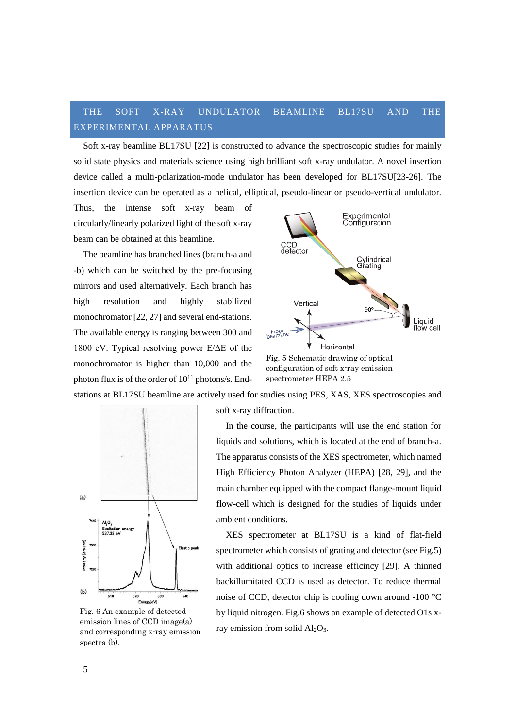## THE SOFT X-RAY UNDULATOR BEAMLINE BL17SU AND THE EXPERIMENTAL APPARATUS

Soft x-ray beamline BL17SU [22] is constructed to advance the spectroscopic studies for mainly solid state physics and materials science using high brilliant soft x-ray undulator. A novel insertion device called a multi-polarization-mode undulator has been developed for BL17SU[23-26]. The insertion device can be operated as a helical, elliptical, pseudo-linear or pseudo-vertical undulator. Thus, the intense soft x-ray beam of circularly/linearly polarized light of the soft x-ray beam can be obtained at this beamline.

The beamline has branched lines (branch-a and -b) which can be switched by the pre-focusing mirrors and used alternatively. Each branch has high resolution and highly stabilized monochromator [22, 27] and several end-stations. The available energy is ranging between 300 and 1800 eV. Typical resolving power E/ΔE of the monochromator is higher than 10,000 and the photon flux is of the order of $10^{11}$ photons/s. End-stations at BL17SU beamline are actively used for studies using PES, XAS, XES spectroscopies and soft x-ray diffraction.

Fig. 5 Schematic drawing of optical configuration of soft x-ray emission spectrometer HEPA 2.5

In the course, the participants will use the end station for liquids and solutions, which is located at the end of branch-a. The apparatus consists of the XES spectrometer, which named High Efficiency Photon Analyzer (HEPA) [28, 29], and the main chamber equipped with the compact flange-mount liquid flow-cell which is designed for the studies of liquids under ambient conditions.

XES spectrometer at BL17SU is a kind of flat-field spectrometer which consists of grating and detector (see Fig.5) with additional optics to increase efficincy [29]. A thinned backillumitated CCD is used as detector. To reduce thermal noise of CCD, detector chip is cooling down around -100 °C by liquid nitrogen. Fig.6 shows an example of detected O1s x-ray emission from solid $Al_2O_3$.

Fig. 6 An example of detected emission lines of CCD image(a) and corresponding x-ray emission spectra (b).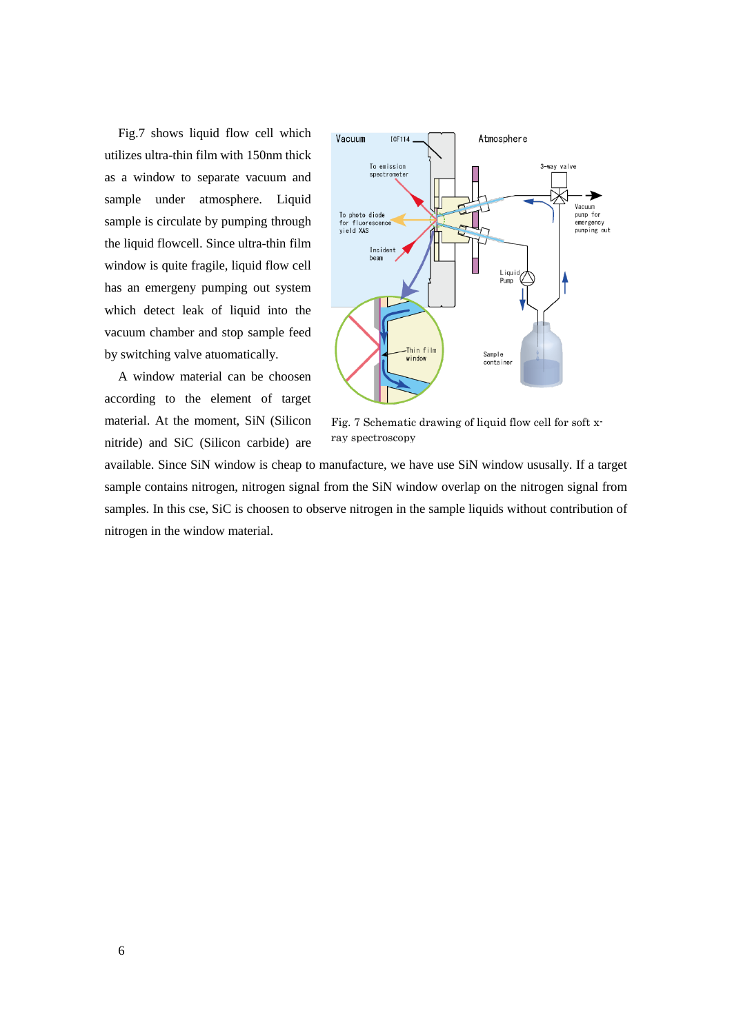Fig.7 shows liquid flow cell which utilizes ultra-thin film with 150nm thick as a window to separate vacuum and sample under atmosphere. Liquid sample is circulate by pumping through the liquid flowcell. Since ultra-thin film window is quite fragile, liquid flow cell has an emergeny pumping out system which detect leak of liquid into the vacuum chamber and stop sample feed by switching valve atuomatically.

A window material can be choosen according to the element of target material. At the moment, SiN (Silicon nitride) and SiC (Silicon carbide) are available. Since SiN window is cheap to manufacture, we have use SiN window usually. If a target sample contains nitrogen, nitrogen signal from the SiN window overlap on the nitrogen signal from samples. In this cse, SiC is choosen to observe nitrogen in the sample liquids without contribution of nitrogen in the window material.

Fig. 7 Schematic drawing of liquid flow cell for soft x-ray spectroscopy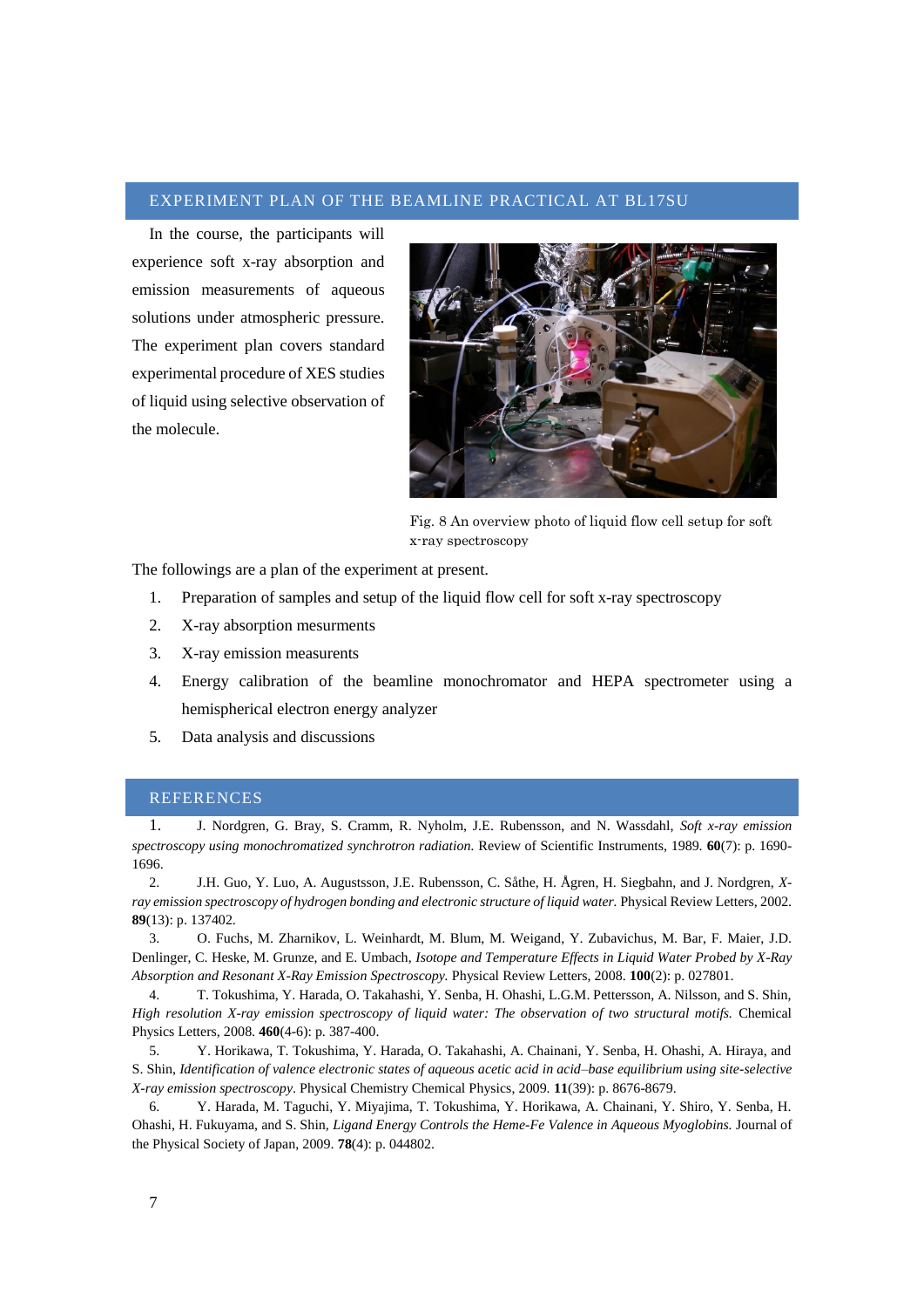## EXPERIMENT PLAN OF THE BEAMLINE PRACTICAL AT BL17SU

In the course, the participants will experience soft x-ray absorption and emission measurements of aqueous solutions under atmospheric pressure. The experiment plan covers standard experimental procedure of XES studies of liquid using selective observation of the molecule.

Fig. 8 An overview photo of liquid flow cell setup for soft x-ray spectroscopy

The followings are a plan of the experiment at present.

1. Preparation of samples and setup of the liquid flow cell for soft x-ray spectroscopy
2. X-ray absorption mesurments
3. X-ray emission measurents
4. Energy calibration of the beamline monochromator and HEPA spectrometer using a hemispherical electron energy analyzer
5. Data analysis and discussions

## REFERENCES

1. J. Nordgren, G. Bray, S. Cramm, R. Nyholm, J.E. Rubensson, and N. Wassdahl, *Soft x-ray emission spectroscopy using monochromatized synchrotron radiation*. Review of Scientific Instruments, 1989. **60**(7): p. 1690-1696.
2. J.H. Guo, Y. Luo, A. Augustsson, J.E. Rubensson, C. Såthe, H. Ågren, H. Siegbahn, and J. Nordgren, *X-ray emission spectroscopy of hydrogen bonding and electronic structure of liquid water*. Physical Review Letters, 2002. **89**(13): p. 137402.
3. O. Fuchs, M. Zharnikov, L. Weinhardt, M. Blum, M. Weigand, Y. Zubavichus, M. Bar, F. Maier, J.D. Denlinger, C. Heske, M. Grunze, and E. Umbach, *Isotope and Temperature Effects in Liquid Water Probed by X-Ray Absorption and Resonant X-Ray Emission Spectroscopy*. Physical Review Letters, 2008. **100**(2): p. 027801.
4. T. Tokushima, Y. Harada, O. Takahashi, Y. Senba, H. Ohashi, L.G.M. Pettersson, A. Nilsson, and S. Shin, *High resolution X-ray emission spectroscopy of liquid water: The observation of two structural motifs*. Chemical Physics Letters, 2008. **460**(4-6): p. 387-400.
5. Y. Horikawa, T. Tokushima, Y. Harada, O. Takahashi, A. Chainani, Y. Senba, H. Ohashi, A. Hiraya, and S. Shin, *Identification of valence electronic states of aqueous acetic acid in acid–base equilibrium using site-selective X-ray emission spectroscopy*. Physical Chemistry Chemical Physics, 2009. **11**(39): p. 8676-8679.
6. Y. Harada, M. Taguchi, Y. Miyajima, T. Tokushima, Y. Horikawa, A. Chainani, Y. Shiro, Y. Senba, H. Ohashi, H. Fukuyama, and S. Shin, *Ligand Energy Controls the Heme-Fe Valence in Aqueous Myoglobins*. Journal of the Physical Society of Japan, 2009. **78**(4): p. 044802.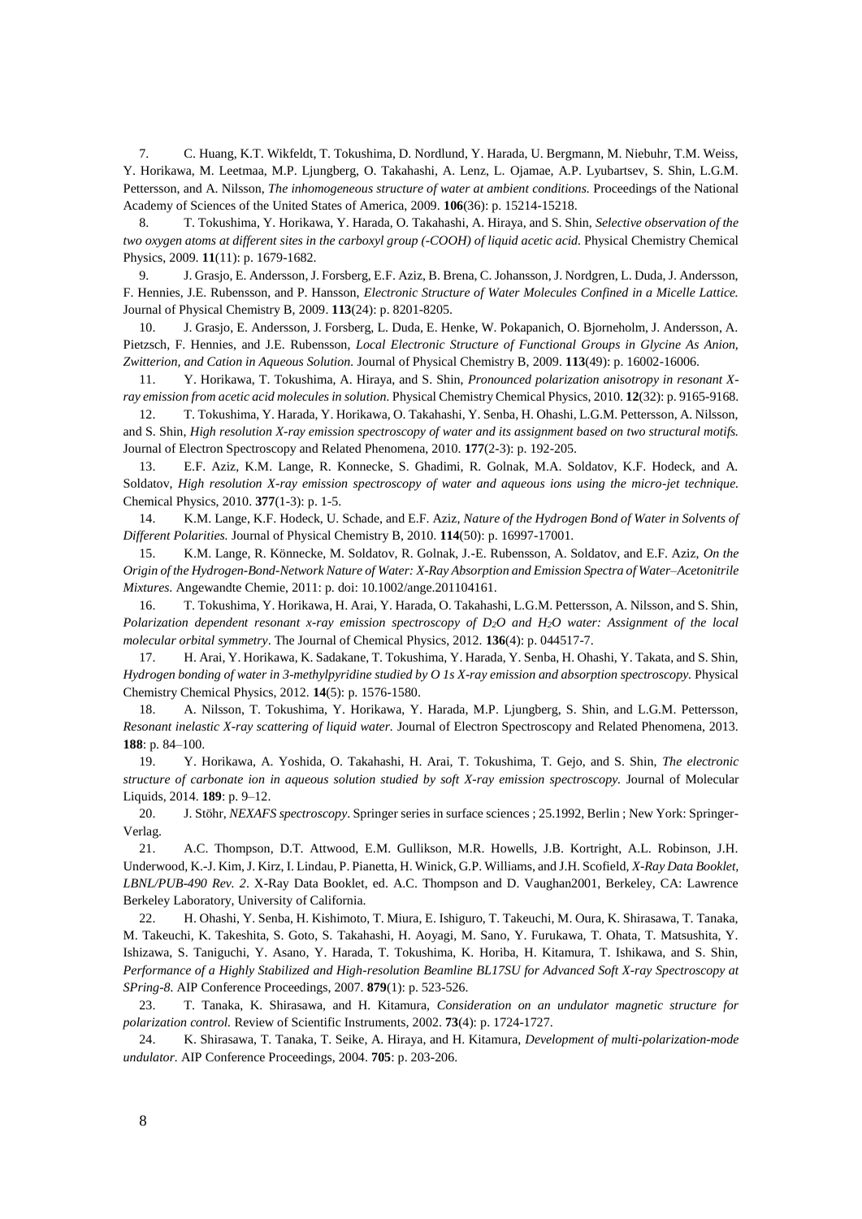7. C. Huang, K.T. Wikfeldt, T. Tokushima, D. Nordlund, Y. Harada, U. Bergmann, M. Niebuhr, T.M. Weiss, Y. Horikawa, M. Leetmaa, M.P. Ljungberg, O. Takahashi, A. Lenz, L. Ojamae, A.P. Lyubartsev, S. Shin, L.G.M. Pettersson, and A. Nilsson, *The inhomogeneous structure of water at ambient conditions.* Proceedings of the National Academy of Sciences of the United States of America, 2009. **106**(36): p. 15214-15218.

8. T. Tokushima, Y. Horikawa, Y. Harada, O. Takahashi, A. Hiraya, and S. Shin, *Selective observation of the two oxygen atoms at different sites in the carboxyl group (-COOH) of liquid acetic acid.* Physical Chemistry Chemical Physics, 2009. **11**(11): p. 1679-1682.

9. J. Grasjo, E. Andersson, J. Forsberg, E.F. Aziz, B. Brena, C. Johansson, J. Nordgren, L. Duda, J. Andersson, F. Hennies, J.E. Rubensson, and P. Hansson, *Electronic Structure of Water Molecules Confined in a Micelle Lattice.* Journal of Physical Chemistry B, 2009. **113**(24): p. 8201-8205.

10. J. Grasjo, E. Andersson, J. Forsberg, L. Duda, E. Henke, W. Pokapanich, O. Bjorneholm, J. Andersson, A. Pietzsch, F. Hennies, and J.E. Rubensson, *Local Electronic Structure of Functional Groups in Glycine As Anion, Zwitterion, and Cation in Aqueous Solution.* Journal of Physical Chemistry B, 2009. **113**(49): p. 16002-16006.

11. Y. Horikawa, T. Tokushima, A. Hiraya, and S. Shin, *Pronounced polarization anisotropy in resonant X-ray emission from acetic acid molecules in solution.* Physical Chemistry Chemical Physics, 2010. **12**(32): p. 9165-9168.

12. T. Tokushima, Y. Harada, Y. Horikawa, O. Takahashi, Y. Senba, H. Ohashi, L.G.M. Pettersson, A. Nilsson, and S. Shin, *High resolution X-ray emission spectroscopy of water and its assignment based on two structural motifs.* Journal of Electron Spectroscopy and Related Phenomena, 2010. **177**(2-3): p. 192-205.

13. E.F. Aziz, K.M. Lange, R. Konnecke, S. Ghadimi, R. Golnak, M.A. Soldatov, K.F. Hodeck, and A. Soldatov, *High resolution X-ray emission spectroscopy of water and aqueous ions using the micro-jet technique.* Chemical Physics, 2010. **377**(1-3): p. 1-5.

14. K.M. Lange, K.F. Hodeck, U. Schade, and E.F. Aziz, *Nature of the Hydrogen Bond of Water in Solvents of Different Polarities.* Journal of Physical Chemistry B, 2010. **114**(50): p. 16997-17001.

15. K.M. Lange, R. Könnecke, M. Soldatov, R. Golnak, J.-E. Rubensson, A. Soldatov, and E.F. Aziz, *On the Origin of the Hydrogen-Bond-Network Nature of Water: X-Ray Absorption and Emission Spectra of Water–Acetonitrile Mixtures.* Angewandte Chemie, 2011: p. doi: 10.1002/ange.201104161.

16. T. Tokushima, Y. Horikawa, H. Arai, Y. Harada, O. Takahashi, L.G.M. Pettersson, A. Nilsson, and S. Shin, *Polarization dependent resonant x-ray emission spectroscopy of $D_2O$ and $H_2O$ water: Assignment of the local molecular orbital symmetry*. The Journal of Chemical Physics, 2012. **136**(4): p. 044517-7.

17. H. Arai, Y. Horikawa, K. Sadakane, T. Tokushima, Y. Harada, Y. Senba, H. Ohashi, Y. Takata, and S. Shin, *Hydrogen bonding of water in 3-methylpyridine studied by O 1s X-ray emission and absorption spectroscopy.* Physical Chemistry Chemical Physics, 2012. **14**(5): p. 1576-1580.

18. A. Nilsson, T. Tokushima, Y. Horikawa, Y. Harada, M.P. Ljungberg, S. Shin, and L.G.M. Pettersson, *Resonant inelastic X-ray scattering of liquid water.* Journal of Electron Spectroscopy and Related Phenomena, 2013. **188**: p. 84–100.

19. Y. Horikawa, A. Yoshida, O. Takahashi, H. Arai, T. Tokushima, T. Gejo, and S. Shin, *The electronic structure of carbonate ion in aqueous solution studied by soft X-ray emission spectroscopy.* Journal of Molecular Liquids, 2014. **189**: p. 9–12.

20. J. Stöhr, *NEXAFS spectroscopy*. Springer series in surface sciences ; 25.1992, Berlin ; New York: Springer-Verlag.

21. A.C. Thompson, D.T. Attwood, E.M. Gullikson, M.R. Howells, J.B. Kortright, A.L. Robinson, J.H. Underwood, K.-J. Kim, J. Kirz, I. Lindau, P. Pianetta, H. Winick, G.P. Williams, and J.H. Scofield, *X-Ray Data Booklet, LBNL/PUB-490 Rev. 2*. X-Ray Data Booklet, ed. A.C. Thompson and D. Vaughan2001, Berkeley, CA: Lawrence Berkeley Laboratory, University of California.

22. H. Ohashi, Y. Senba, H. Kishimoto, T. Miura, E. Ishiguro, T. Takeuchi, M. Oura, K. Shirasawa, T. Tanaka, M. Takeuchi, K. Takeshita, S. Goto, S. Takahashi, H. Aoyagi, M. Sano, Y. Furukawa, T. Ohata, T. Matsushita, Y. Ishizawa, S. Taniguchi, Y. Asano, Y. Harada, T. Tokushima, K. Horiba, H. Kitamura, T. Ishikawa, and S. Shin, *Performance of a Highly Stabilized and High-resolution Beamline BL17SU for Advanced Soft X-ray Spectroscopy at SPring-8.* AIP Conference Proceedings, 2007. **879**(1): p. 523-526.

23. T. Tanaka, K. Shirasawa, and H. Kitamura, *Consideration on an undulator magnetic structure for polarization control.* Review of Scientific Instruments, 2002. **73**(4): p. 1724-1727.

24. K. Shirasawa, T. Tanaka, T. Seike, A. Hiraya, and H. Kitamura, *Development of multi-polarization-mode undulator.* AIP Conference Proceedings, 2004. **705**: p. 203-206.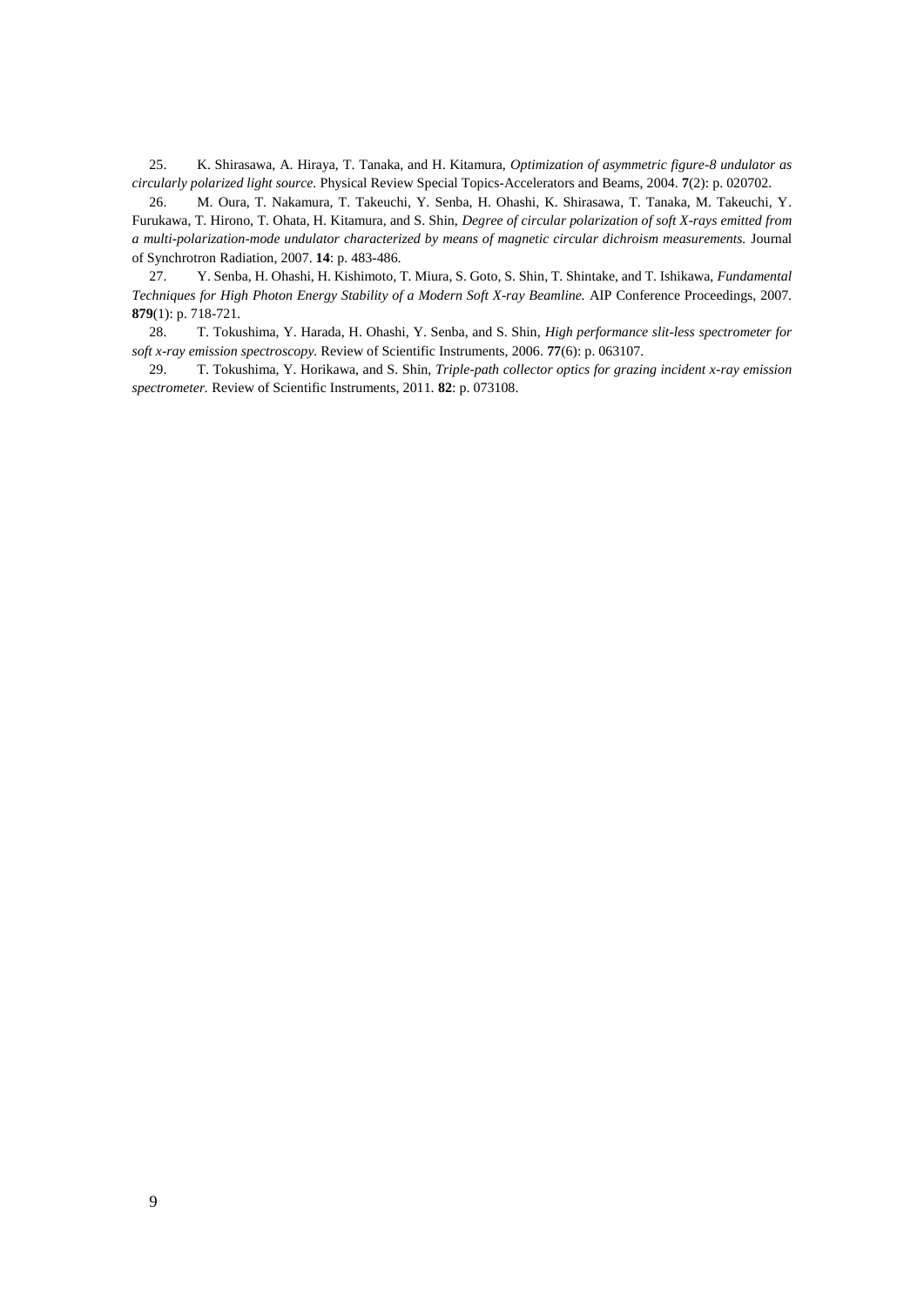25. K. Shirasawa, A. Hiraya, T. Tanaka, and H. Kitamura, *Optimization of asymmetric figure-8 undulator as circularly polarized light source.* Physical Review Special Topics-Accelerators and Beams, 2004. **7**(2): p. 020702.

26. M. Oura, T. Nakamura, T. Takeuchi, Y. Senba, H. Ohashi, K. Shirasawa, T. Tanaka, M. Takeuchi, Y. Furukawa, T. Hirono, T. Ohata, H. Kitamura, and S. Shin, *Degree of circular polarization of soft X-rays emitted from a multi-polarization-mode undulator characterized by means of magnetic circular dichroism measurements.* Journal of Synchrotron Radiation, 2007. **14**: p. 483-486.

27. Y. Senba, H. Ohashi, H. Kishimoto, T. Miura, S. Goto, S. Shin, T. Shintake, and T. Ishikawa, *Fundamental Techniques for High Photon Energy Stability of a Modern Soft X-ray Beamline.* AIP Conference Proceedings, 2007. **879**(1): p. 718-721.

28. T. Tokushima, Y. Harada, H. Ohashi, Y. Senba, and S. Shin, *High performance slit-less spectrometer for soft x-ray emission spectroscopy.* Review of Scientific Instruments, 2006. **77**(6): p. 063107.

29. T. Tokushima, Y. Horikawa, and S. Shin, *Triple-path collector optics for grazing incident x-ray emission spectrometer.* Review of Scientific Instruments, 2011. **82**: p. 073108.